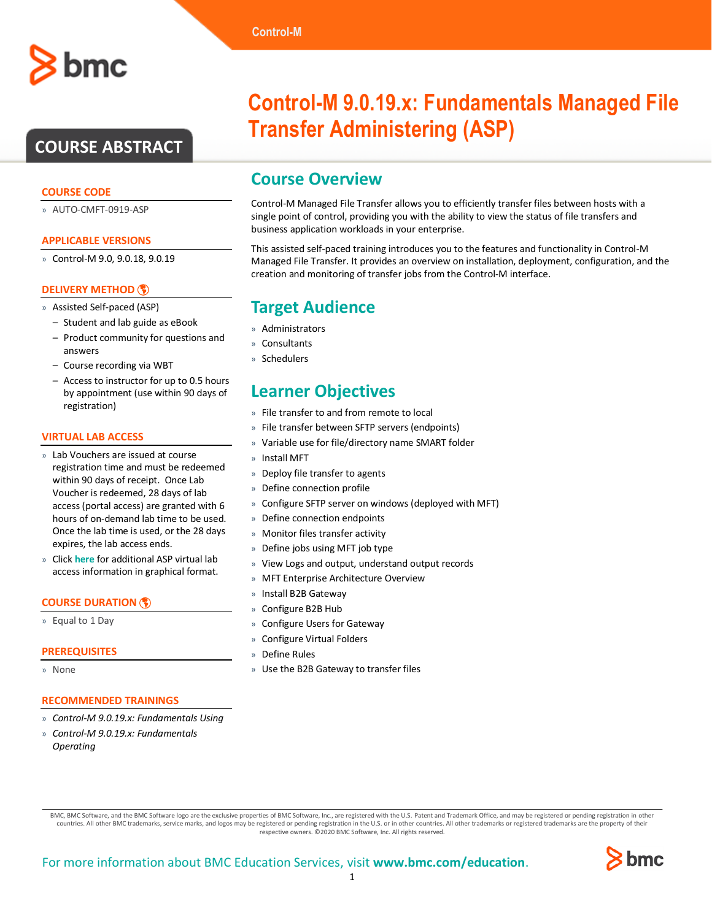# Control-M 9.0.19.x: Fundamentals Managed File Transfer Administering (ASP)

## COURSE ABSTRACT

### COURSE CODE

- AUTO-CMFT-0919-ASP

### APPLICABLE VERSIONS

- Control-M 9.0, 9.0.18, 9.0.19

### DELIVERY METHOD

- Assisted Self-paced (ASP)
  - Student and lab guide as eBook
  - Product community for questions and answers
  - Course recording via WBT
  - Access to instructor for up to 0.5 hours by appointment (use within 90 days of registration)

### VIRTUAL LAB ACCESS

- Lab Vouchers are issued at course registration time and must be redeemed within 90 days of receipt. Once Lab Voucher is redeemed, 28 days of lab access (portal access) are granted with 6 hours of on-demand lab time to be used. Once the lab time is used, or the 28 days expires, the lab access ends.
- Click here for additional ASP virtual lab access information in graphical format.

### COURSE DURATION

- Equal to 1 Day

### PREREQUISITES

- None

### RECOMMENDED TRAININGS

- *Control-M 9.0.19.x: Fundamentals Using*
- *Control-M 9.0.19.x: Fundamentals Operating*

## Course Overview

Control-M Managed File Transfer allows you to efficiently transfer files between hosts with a single point of control, providing you with the ability to view the status of file transfers and business application workloads in your enterprise.

This assisted self-paced training introduces you to the features and functionality in Control-M Managed File Transfer. It provides an overview on installation, deployment, configuration, and the creation and monitoring of transfer jobs from the Control-M interface.

## Target Audience

- Administrators
- Consultants
- Schedulers

## Learner Objectives

- File transfer to and from remote to local
- File transfer between SFTP servers (endpoints)
- Variable use for file/directory name SMART folder
- Install MFT
- Deploy file transfer to agents
- Define connection profile
- Configure SFTP server on windows (deployed with MFT)
- Define connection endpoints
- Monitor files transfer activity
- Define jobs using MFT job type
- View Logs and output, understand output records
- MFT Enterprise Architecture Overview
- Install B2B Gateway
- Configure B2B Hub
- Configure Users for Gateway
- Configure Virtual Folders
- Define Rules
- Use the B2B Gateway to transfer files

BMC, BMC Software, and the BMC Software logo are the exclusive properties of BMC Software, Inc., are registered with the U.S. Patent and Trademark Office, and may be registered or pending registration in other countries. All other BMC trademarks, service marks, and logos may be registered or pending registration in the U.S. or in other countries. All other trademarks or registered trademarks are the property of their respective owners. ©2020 BMC Software, Inc. All rights reserved.

For more information about BMC Education Services, visit **www.bmc.com/education**.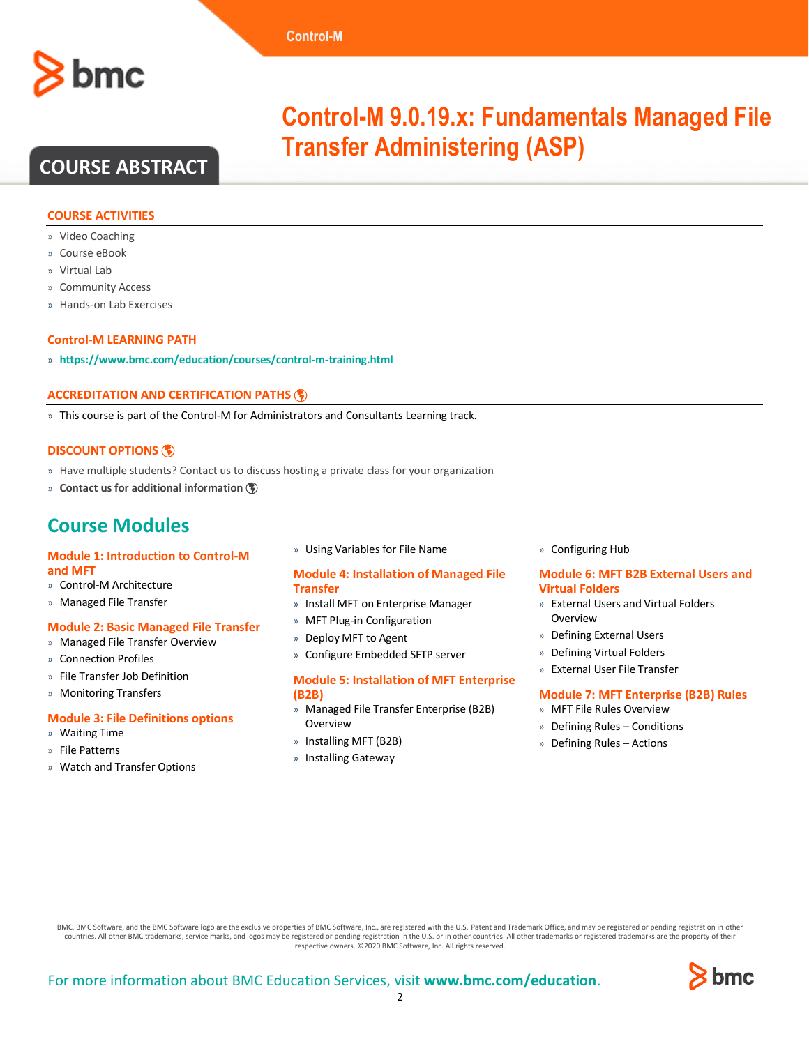# Control-M 9.0.19.x: Fundamentals Managed File Transfer Administering (ASP)

## COURSE ABSTRACT

### COURSE ACTIVITIES

- Video Coaching
- Course eBook
- Virtual Lab
- Community Access
- Hands-on Lab Exercises

### Control-M LEARNING PATH

- **https://www.bmc.com/education/courses/control-m-training.html**

### ACCREDITATION AND CERTIFICATION PATHS

- This course is part of the Control-M for Administrators and Consultants Learning track.

### DISCOUNT OPTIONS

- Have multiple students? Contact us to discuss hosting a private class for your organization
- **Contact us for additional information**

## Course Modules

### Module 1: Introduction to Control-M and MFT

- Control-M Architecture
- Managed File Transfer

### Module 2: Basic Managed File Transfer

- Managed File Transfer Overview
- Connection Profiles
- File Transfer Job Definition
- Monitoring Transfers

### Module 3: File Definitions options

- Waiting Time
- File Patterns
- Watch and Transfer Options
- Using Variables for File Name

### Module 4: Installation of Managed File Transfer

- Install MFT on Enterprise Manager
- MFT Plug-in Configuration
- Deploy MFT to Agent
- Configure Embedded SFTP server

### Module 5: Installation of MFT Enterprise (B2B)

- Managed File Transfer Enterprise (B2B) Overview
- Installing MFT (B2B)
- Installing Gateway
- Configuring Hub

### Module 6: MFT B2B External Users and Virtual Folders

- External Users and Virtual Folders Overview
- Defining External Users
- Defining Virtual Folders
- External User File Transfer

### Module 7: MFT Enterprise (B2B) Rules

- MFT File Rules Overview
- Defining Rules – Conditions
- Defining Rules – Actions

BMC, BMC Software, and the BMC Software logo are the exclusive properties of BMC Software, Inc., are registered with the U.S. Patent and Trademark Office, and may be registered or pending registration in other countries. All other BMC trademarks, service marks, and logos may be registered or pending registration in the U.S. or in other countries. All other trademarks or registered trademarks are the property of their respective owners. ©2020 BMC Software, Inc. All rights reserved.

For more information about BMC Education Services, visit **www.bmc.com/education**.